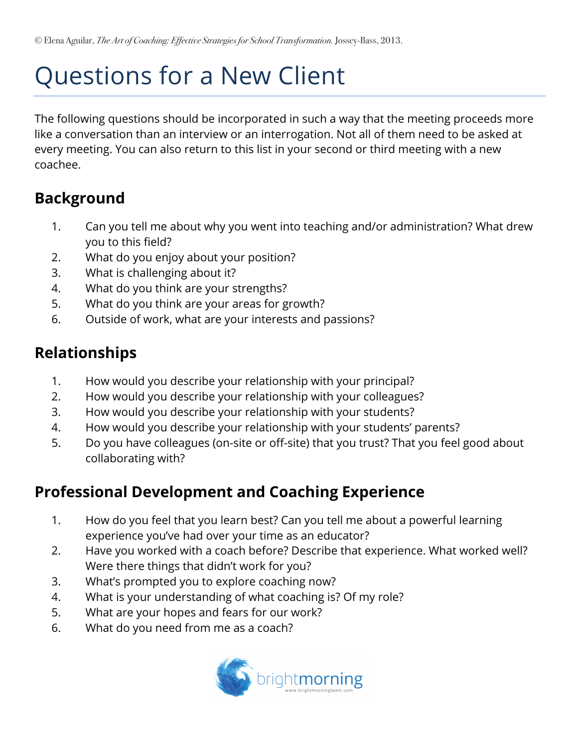© Elena Aguilar, *The Art of Coaching: Effective Strategies for School Transformation.* Jossey-Bass, 2013.

# Questions for a New Client

The following questions should be incorporated in such a way that the meeting proceeds more like a conversation than an interview or an interrogation. Not all of them need to be asked at every meeting. You can also return to this list in your second or third meeting with a new coachee.

## Background

1. Can you tell me about why you went into teaching and/or administration? What drew you to this field?
2. What do you enjoy about your position?
3. What is challenging about it?
4. What do you think are your strengths?
5. What do you think are your areas for growth?
6. Outside of work, what are your interests and passions?

## Relationships

1. How would you describe your relationship with your principal?
2. How would you describe your relationship with your colleagues?
3. How would you describe your relationship with your students?
4. How would you describe your relationship with your students' parents?
5. Do you have colleagues (on-site or off-site) that you trust? That you feel good about collaborating with?

## Professional Development and Coaching Experience

1. How do you feel that you learn best? Can you tell me about a powerful learning experience you've had over your time as an educator?
2. Have you worked with a coach before? Describe that experience. What worked well? Were there things that didn't work for you?
3. What's prompted you to explore coaching now?
4. What is your understanding of what coaching is? Of my role?
5. What are your hopes and fears for our work?
6. What do you need from me as a coach?

brightmorning
www.brightmorningteam.com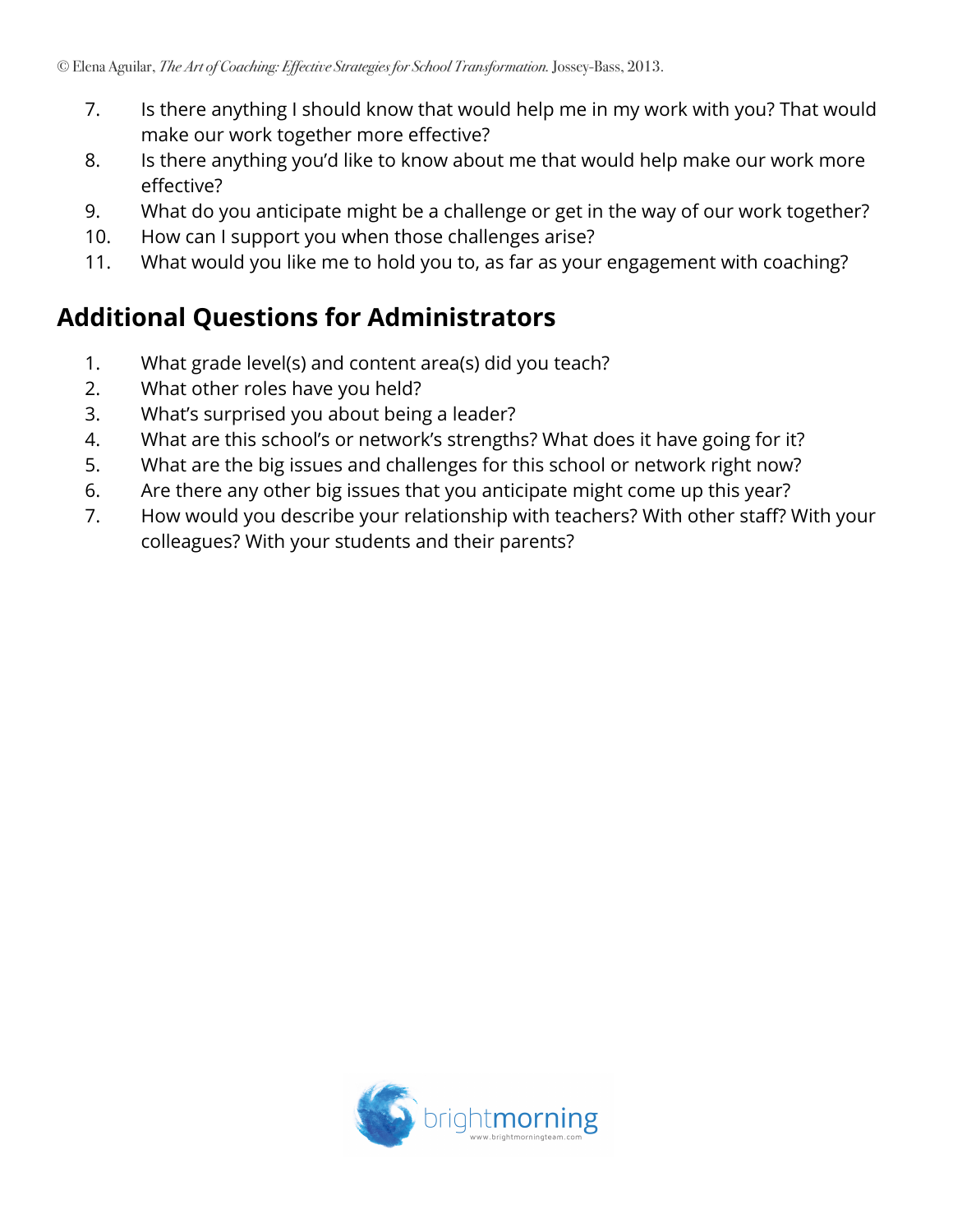7. Is there anything I should know that would help me in my work with you? That would make our work together more effective?
8. Is there anything you'd like to know about me that would help make our work more effective?
9. What do you anticipate might be a challenge or get in the way of our work together?
10. How can I support you when those challenges arise?
11. What would you like me to hold you to, as far as your engagement with coaching?

## Additional Questions for Administrators

1. What grade level(s) and content area(s) did you teach?
2. What other roles have you held?
3. What's surprised you about being a leader?
4. What are this school's or network's strengths? What does it have going for it?
5. What are the big issues and challenges for this school or network right now?
6. Are there any other big issues that you anticipate might come up this year?
7. How would you describe your relationship with teachers? With other staff? With your colleagues? With your students and their parents?